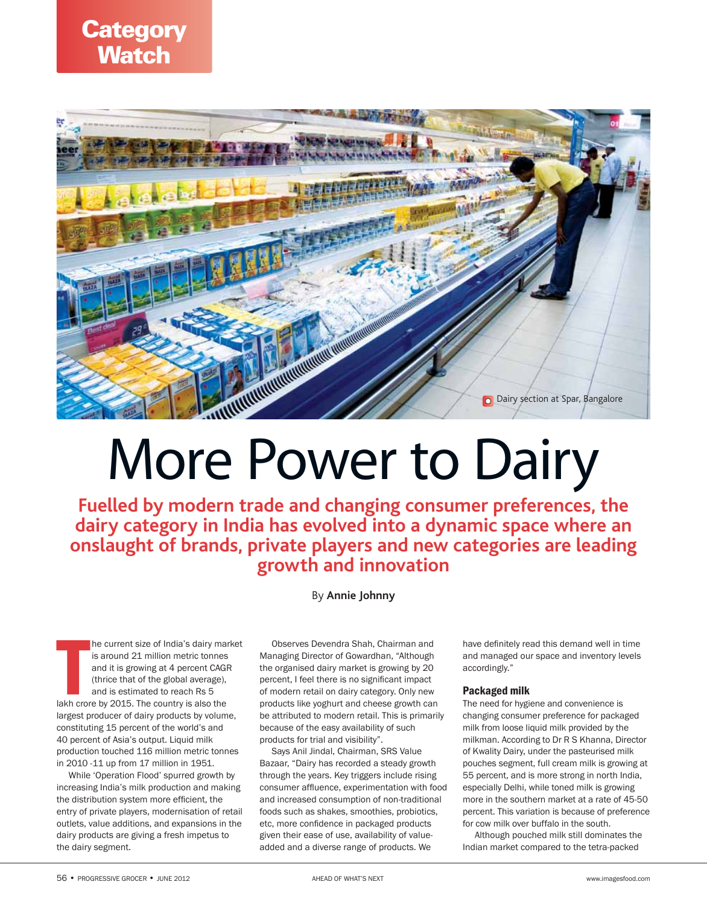Category Watch

Dairy section at Spar, Bangalore

# More Power to Dairy

**Fuelled by modern trade and changing consumer preferences, the dairy category in India has evolved into a dynamic space where an onslaught of brands, private players and new categories are leading growth and innovation**

By **Annie Johnny**

The current size of India's dairy market is around 21 million metric tonnes and it is growing at 4 percent CAGR (thrice that of the global average), and is estimated to reach Rs 5 lakh crore by 2015. The country is also the largest producer of dairy products by volume, constituting 15 percent of the world's and 40 percent of Asia's output. Liquid milk production touched 116 million metric tonnes in 2010 -11 up from 17 million in 1951.

While 'Operation Flood' spurred growth by increasing India's milk production and making the distribution system more efficient, the entry of private players, modernisation of retail outlets, value additions, and expansions in the dairy products are giving a fresh impetus to the dairy segment.

Observes Devendra Shah, Chairman and Managing Director of Gowardhan, "Although the organised dairy market is growing by 20 percent, I feel there is no significant impact of modern retail on dairy category. Only new products like yoghurt and cheese growth can be attributed to modern retail. This is primarily because of the easy availability of such products for trial and visibility".

Says Anil Jindal, Chairman, SRS Value Bazaar, "Dairy has recorded a steady growth through the years. Key triggers include rising consumer affluence, experimentation with food and increased consumption of non-traditional foods such as shakes, smoothies, probiotics, etc, more confidence in packaged products given their ease of use, availability of value-added and a diverse range of products. We have definitely read this demand well in time and managed our space and inventory levels accordingly."

### Packaged milk

The need for hygiene and convenience is changing consumer preference for packaged milk from loose liquid milk provided by the milkman. According to Dr R S Khanna, Director of Kwality Dairy, under the pasteurised milk pouches segment, full cream milk is growing at 55 percent, and is more strong in north India, especially Delhi, while toned milk is growing more in the southern market at a rate of 45-50 percent. This variation is because of preference for cow milk over buffalo in the south.

Although pouched milk still dominates the Indian market compared to the tetra-packed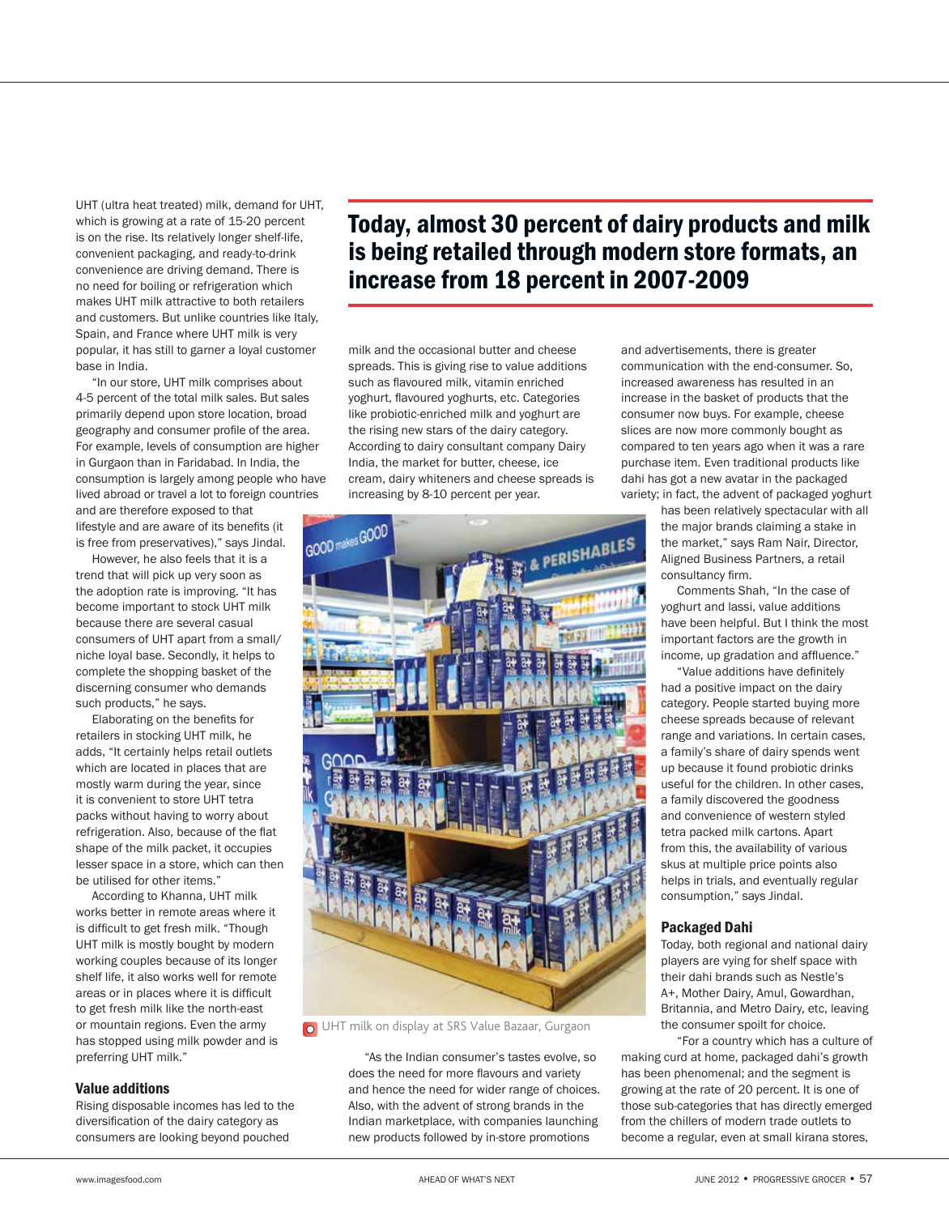UHT (ultra heat treated) milk, demand for UHT, which is growing at a rate of 15-20 percent is on the rise. Its relatively longer shelf-life, convenient packaging, and ready-to-drink convenience are driving demand. There is no need for boiling or refrigeration which makes UHT milk attractive to both retailers and customers. But unlike countries like Italy, Spain, and France where UHT milk is very popular, it has still to garner a loyal customer base in India.

"In our store, UHT milk comprises about 4-5 percent of the total milk sales. But sales primarily depend upon store location, broad geography and consumer profile of the area. For example, levels of consumption are higher in Gurgaon than in Faridabad. In India, the consumption is largely among people who have lived abroad or travel a lot to foreign countries and are therefore exposed to that lifestyle and are aware of its benefits (it is free from preservatives)," says Jindal.

However, he also feels that it is a trend that will pick up very soon as the adoption rate is improving. "It has become important to stock UHT milk because there are several casual consumers of UHT apart from a small/niche loyal base. Secondly, it helps to complete the shopping basket of the discerning consumer who demands such products," he says.

Elaborating on the benefits for retailers in stocking UHT milk, he adds, "It certainly helps retail outlets which are located in places that are mostly warm during the year, since it is convenient to store UHT tetra packs without having to worry about refrigeration. Also, because of the flat shape of the milk packet, it occupies lesser space in a store, which can then be utilised for other items."

According to Khanna, UHT milk works better in remote areas where it is difficult to get fresh milk. "Though UHT milk is mostly bought by modern working couples because of its longer shelf life, it also works well for remote areas or in places where it is difficult to get fresh milk like the north-east or mountain regions. Even the army has stopped using milk powder and is preferring UHT milk."

## Today, almost 30 percent of dairy products and milk is being retailed through modern store formats, an increase from 18 percent in 2007-2009

### Value additions

Rising disposable incomes has led to the diversification of the dairy category as consumers are looking beyond pouched milk and the occasional butter and cheese spreads. This is giving rise to value additions such as flavoured milk, vitamin enriched yoghurt, flavoured yoghurts, etc. Categories like probiotic-enriched milk and yoghurt are the rising new stars of the dairy category. According to dairy consultant company Dairy India, the market for butter, cheese, ice cream, dairy whiteners and cheese spreads is increasing by 8-10 percent per year.

UHT milk on display at SRS Value Bazaar, Gurgaon

"As the Indian consumer's tastes evolve, so does the need for more flavours and variety and hence the need for wider range of choices. Also, with the advent of strong brands in the Indian marketplace, with companies launching new products followed by in-store promotions and advertisements, there is greater communication with the end-consumer. So, increased awareness has resulted in an increase in the basket of products that the consumer now buys. For example, cheese slices are now more commonly bought as compared to ten years ago when it was a rare purchase item. Even traditional products like dahi has got a new avatar in the packaged variety; in fact, the advent of packaged yoghurt has been relatively spectacular with all the major brands claiming a stake in the market," says Ram Nair, Director, Aligned Business Partners, a retail consultancy firm.

Comments Shah, "In the case of yoghurt and lassi, value additions have been helpful. But I think the most important factors are the growth in income, up gradation and affluence."

"Value additions have definitely had a positive impact on the dairy category. People started buying more cheese spreads because of relevant range and variations. In certain cases, a family's share of dairy spends went up because it found probiotic drinks useful for the children. In other cases, a family discovered the goodness and convenience of western styled tetra packed milk cartons. Apart from this, the availability of various skus at multiple price points also helps in trials, and eventually regular consumption," says Jindal.

### Packaged Dahi

Today, both regional and national dairy players are vying for shelf space with their dahi brands such as Nestle's A+, Mother Dairy, Amul, Gowardhan, Britannia, and Metro Dairy, etc, leaving the consumer spoilt for choice.

"For a country which has a culture of making curd at home, packaged dahi's growth has been phenomenal; and the segment is growing at the rate of 20 percent. It is one of those sub-categories that has directly emerged from the chillers of modern trade outlets to become a regular, even at small kirana stores,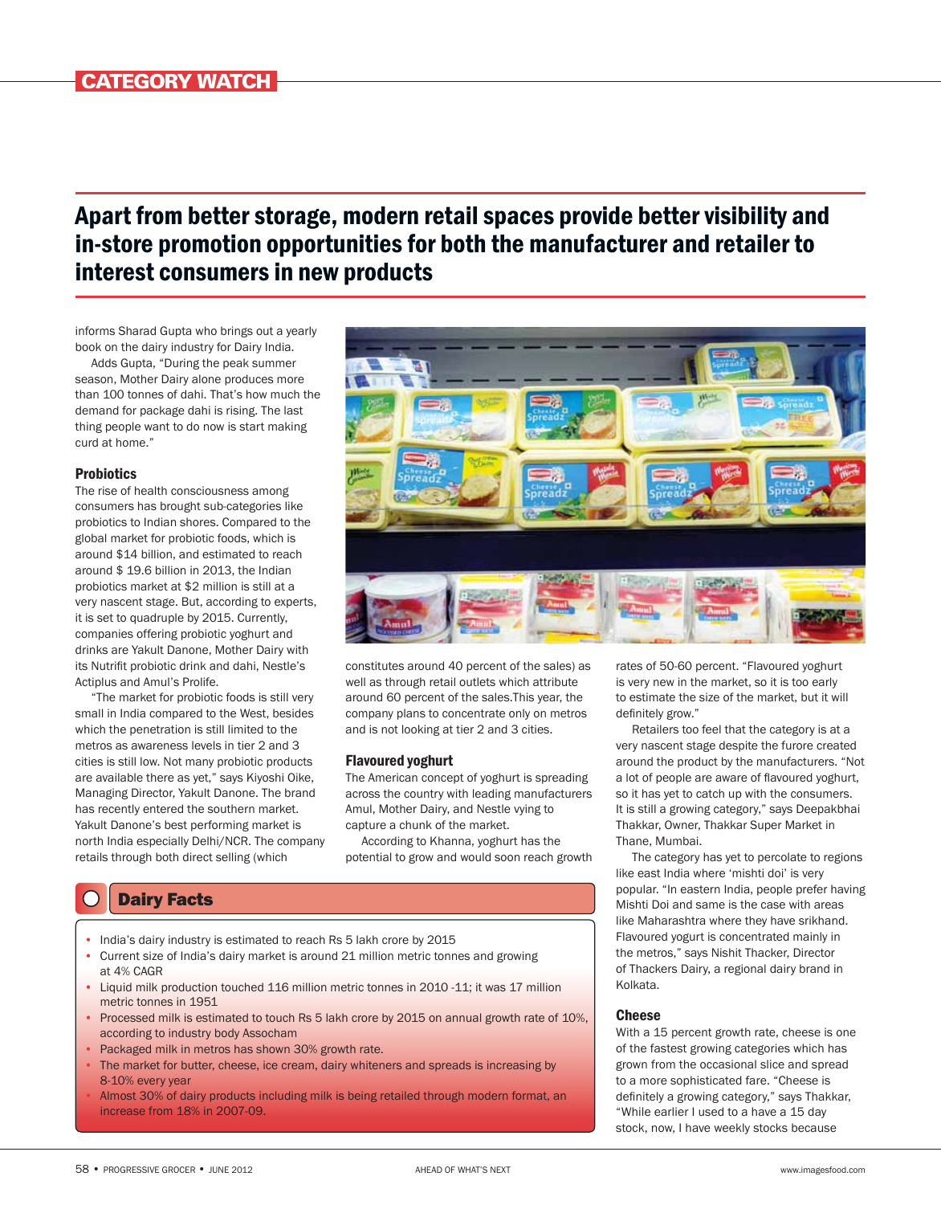## Apart from better storage, modern retail spaces provide better visibility and in-store promotion opportunities for both the manufacturer and retailer to interest consumers in new products

informs Sharad Gupta who brings out a yearly book on the dairy industry for Dairy India.

Adds Gupta, "During the peak summer season, Mother Dairy alone produces more than 100 tonnes of dahi. That's how much the demand for package dahi is rising. The last thing people want to do now is start making curd at home."

### Probiotics

The rise of health consciousness among consumers has brought sub-categories like probiotics to Indian shores. Compared to the global market for probiotic foods, which is around $14 billion, and estimated to reach around $ 19.6 billion in 2013, the Indian probiotics market at $2 million is still at a very nascent stage. But, according to experts, it is set to quadruple by 2015. Currently, companies offering probiotic yoghurt and drinks are Yakult Danone, Mother Dairy with its Nutrifit probiotic drink and dahi, Nestle's Actiplus and Amul's Prolife.

"The market for probiotic foods is still very small in India compared to the West, besides which the penetration is still limited to the metros as awareness levels in tier 2 and 3 cities is still low. Not many probiotic products are available there as yet," says Kiyoshi Oike, Managing Director, Yakult Danone. The brand has recently entered the southern market. Yakult Danone's best performing market is north India especially Delhi/NCR. The company retails through both direct selling (which constitutes around 40 percent of the sales) as well as through retail outlets which attribute around 60 percent of the sales.This year, the company plans to concentrate only on metros and is not looking at tier 2 and 3 cities.

### Flavoured yoghurt

The American concept of yoghurt is spreading across the country with leading manufacturers Amul, Mother Dairy, and Nestle vying to capture a chunk of the market.

According to Khanna, yoghurt has the potential to grow and would soon reach growth rates of 50-60 percent. "Flavoured yoghurt is very new in the market, so it is too early to estimate the size of the market, but it will definitely grow."

Retailers too feel that the category is at a very nascent stage despite the furore created around the product by the manufacturers. "Not a lot of people are aware of flavoured yoghurt, so it has yet to catch up with the consumers. It is still a growing category," says Deepakbhai Thakkar, Owner, Thakkar Super Market in Thane, Mumbai.

The category has yet to percolate to regions like east India where 'mishti doi' is very popular. "In eastern India, people prefer having Mishti Doi and same is the case with areas like Maharashtra where they have srikhand. Flavoured yogurt is concentrated mainly in the metros," says Nishit Thacker, Director of Thackers Dairy, a regional dairy brand in Kolkata.

### Cheese

With a 15 percent growth rate, cheese is one of the fastest growing categories which has grown from the occasional slice and spread to a more sophisticated fare. "Cheese is definitely a growing category," says Thakkar, "While earlier I used to a have a 15 day stock, now, I have weekly stocks because

### Dairy Facts

- India's dairy industry is estimated to reach Rs 5 lakh crore by 2015
- Current size of India's dairy market is around 21 million metric tonnes and growing at 4% CAGR
- Liquid milk production touched 116 million metric tonnes in 2010 -11; it was 17 million metric tonnes in 1951
- Processed milk is estimated to touch Rs 5 lakh crore by 2015 on annual growth rate of 10%, according to industry body Assocham
- Packaged milk in metros has shown 30% growth rate.
- The market for butter, cheese, ice cream, dairy whiteners and spreads is increasing by 8-10% every year
- Almost 30% of dairy products including milk is being retailed through modern format, an increase from 18% in 2007-09.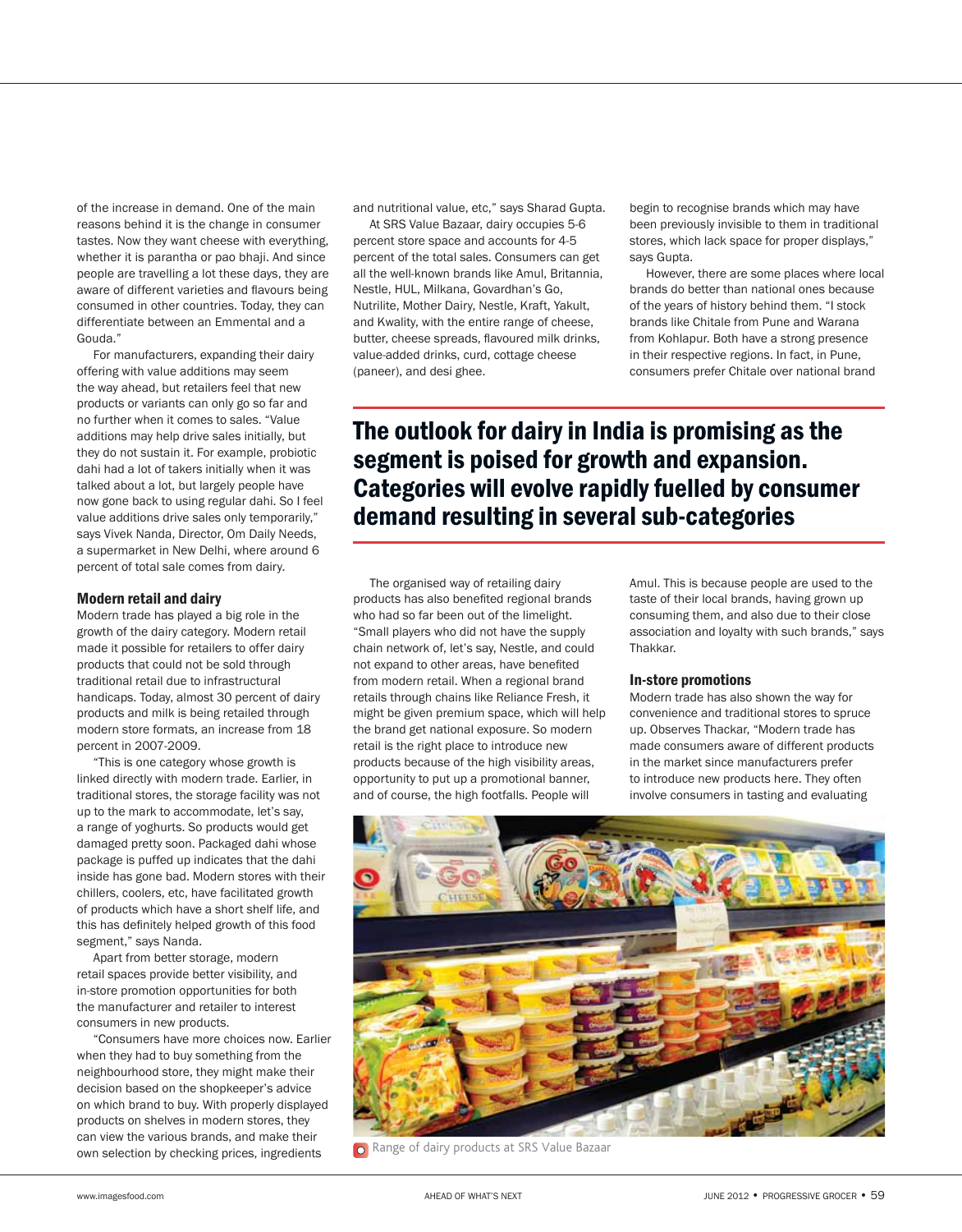of the increase in demand. One of the main reasons behind it is the change in consumer tastes. Now they want cheese with everything, whether it is parantha or pao bhaji. And since people are travelling a lot these days, they are aware of different varieties and flavours being consumed in other countries. Today, they can differentiate between an Emmental and a Gouda."

For manufacturers, expanding their dairy offering with value additions may seem the way ahead, but retailers feel that new products or variants can only go so far and no further when it comes to sales. "Value additions may help drive sales initially, but they do not sustain it. For example, probiotic dahi had a lot of takers initially when it was talked about a lot, but largely people have now gone back to using regular dahi. So I feel value additions drive sales only temporarily," says Vivek Nanda, Director, Om Daily Needs, a supermarket in New Delhi, where around 6 percent of total sale comes from dairy.

### Modern retail and dairy

Modern trade has played a big role in the growth of the dairy category. Modern retail made it possible for retailers to offer dairy products that could not be sold through traditional retail due to infrastructural handicaps. Today, almost 30 percent of dairy products and milk is being retailed through modern store formats, an increase from 18 percent in 2007-2009.

"This is one category whose growth is linked directly with modern trade. Earlier, in traditional stores, the storage facility was not up to the mark to accommodate, let's say, a range of yoghurts. So products would get damaged pretty soon. Packaged dahi whose package is puffed up indicates that the dahi inside has gone bad. Modern stores with their chillers, coolers, etc, have facilitated growth of products which have a short shelf life, and this has definitely helped growth of this food segment," says Nanda.

Apart from better storage, modern retail spaces provide better visibility, and in-store promotion opportunities for both the manufacturer and retailer to interest consumers in new products.

"Consumers have more choices now. Earlier when they had to buy something from the neighbourhood store, they might make their decision based on the shopkeeper's advice on which brand to buy. With properly displayed products on shelves in modern stores, they can view the various brands, and make their own selection by checking prices, ingredients and nutritional value, etc," says Sharad Gupta.

At SRS Value Bazaar, dairy occupies 5-6 percent store space and accounts for 4-5 percent of the total sales. Consumers can get all the well-known brands like Amul, Britannia, Nestle, HUL, Milkana, Govardhan's Go, Nutrilite, Mother Dairy, Nestle, Kraft, Yakult, and Kwality, with the entire range of cheese, butter, cheese spreads, flavoured milk drinks, value-added drinks, curd, cottage cheese (paneer), and desi ghee.

> **The outlook for dairy in India is promising as the segment is poised for growth and expansion. Categories will evolve rapidly fuelled by consumer demand resulting in several sub-categories**

The organised way of retailing dairy products has also benefited regional brands who had so far been out of the limelight. "Small players who did not have the supply chain network of, let's say, Nestle, and could not expand to other areas, have benefited from modern retail. When a regional brand retails through chains like Reliance Fresh, it might be given premium space, which will help the brand get national exposure. So modern retail is the right place to introduce new products because of the high visibility areas, opportunity to put up a promotional banner, and of course, the high footfalls. People will begin to recognise brands which may have been previously invisible to them in traditional stores, which lack space for proper displays," says Gupta.

However, there are some places where local brands do better than national ones because of the years of history behind them. "I stock brands like Chitale from Pune and Warana from Kohlapur. Both have a strong presence in their respective regions. In fact, in Pune, consumers prefer Chitale over national brand Amul. This is because people are used to the taste of their local brands, having grown up consuming them, and also due to their close association and loyalty with such brands," says Thakkar.

### In-store promotions

Modern trade has also shown the way for convenience and traditional stores to spruce up. Observes Thackar, "Modern trade has made consumers aware of different products in the market since manufacturers prefer to introduce new products here. They often involve consumers in tasting and evaluating

Range of dairy products at SRS Value Bazaar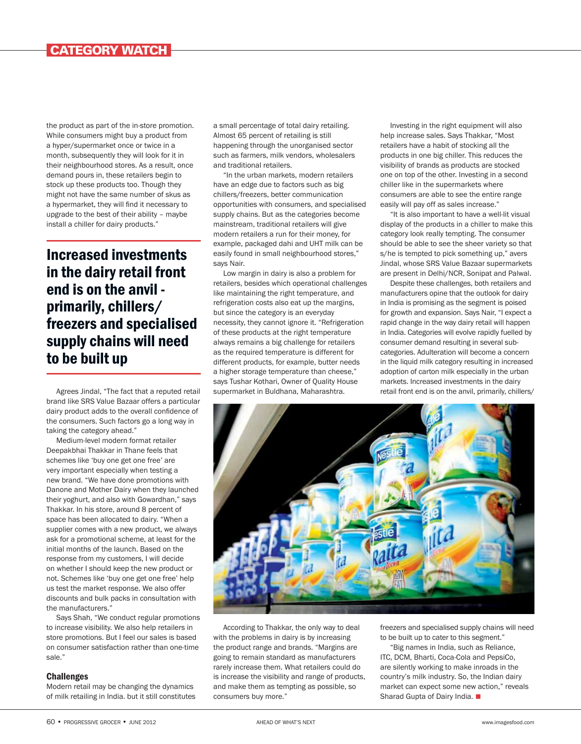## CATEGORY WATCH

the product as part of the in-store promotion. While consumers might buy a product from a hyper/supermarket once or twice in a month, subsequently they will look for it in their neighbourhood stores. As a result, once demand pours in, these retailers begin to stock up these products too. Though they might not have the same number of skus as a hypermarket, they will find it necessary to upgrade to the best of their ability – maybe install a chiller for dairy products."

> **Increased investments in the dairy retail front end is on the anvil - primarily, chillers/freezers and specialised supply chains will need to be built up**

Agrees Jindal, "The fact that a reputed retail brand like SRS Value Bazaar offers a particular dairy product adds to the overall confidence of the consumers. Such factors go a long way in taking the category ahead."

Medium-level modern format retailer Deepakbhai Thakkar in Thane feels that schemes like 'buy one get one free' are very important especially when testing a new brand. "We have done promotions with Danone and Mother Dairy when they launched their yoghurt, and also with Gowardhan," says Thakkar. In his store, around 8 percent of space has been allocated to dairy. "When a supplier comes with a new product, we always ask for a promotional scheme, at least for the initial months of the launch. Based on the response from my customers, I will decide on whether I should keep the new product or not. Schemes like 'buy one get one free' help us test the market response. We also offer discounts and bulk packs in consultation with the manufacturers."

Says Shah, "We conduct regular promotions to increase visibility. We also help retailers in store promotions. But I feel our sales is based on consumer satisfaction rather than one-time sale."

### Challenges

Modern retail may be changing the dynamics of milk retailing in India. but it still constitutes a small percentage of total dairy retailing. Almost 65 percent of retailing is still happening through the unorganised sector such as farmers, milk vendors, wholesalers and traditional retailers.

"In the urban markets, modern retailers have an edge due to factors such as big chillers/freezers, better communication opportunities with consumers, and specialised supply chains. But as the categories become mainstream, traditional retailers will give modern retailers a run for their money, for example, packaged dahi and UHT milk can be easily found in small neighbourhood stores," says Nair.

Low margin in dairy is also a problem for retailers, besides which operational challenges like maintaining the right temperature, and refrigeration costs also eat up the margins, but since the category is an everyday necessity, they cannot ignore it. "Refrigeration of these products at the right temperature always remains a big challenge for retailers as the required temperature is different for different products, for example, butter needs a higher storage temperature than cheese," says Tushar Kothari, Owner of Quality House supermarket in Buldhana, Maharashtra.

According to Thakkar, the only way to deal with the problems in dairy is by increasing the product range and brands. "Margins are going to remain standard as manufacturers rarely increase them. What retailers could do is increase the visibility and range of products, and make them as tempting as possible, so consumers buy more."

Investing in the right equipment will also help increase sales. Says Thakkar, "Most retailers have a habit of stocking all the products in one big chiller. This reduces the visibility of brands as products are stocked one on top of the other. Investing in a second chiller like in the supermarkets where consumers are able to see the entire range easily will pay off as sales increase."

"It is also important to have a well-lit visual display of the products in a chiller to make this category look really tempting. The consumer should be able to see the sheer variety so that s/he is tempted to pick something up," avers Jindal, whose SRS Value Bazaar supermarkets are present in Delhi/NCR, Sonipat and Palwal.

Despite these challenges, both retailers and manufacturers opine that the outlook for dairy in India is promising as the segment is poised for growth and expansion. Says Nair, "I expect a rapid change in the way dairy retail will happen in India. Categories will evolve rapidly fuelled by consumer demand resulting in several sub-categories. Adulteration will become a concern in the liquid milk category resulting in increased adoption of carton milk especially in the urban markets. Increased investments in the dairy retail front end is on the anvil, primarily, chillers/freezers and specialised supply chains will need to be built up to cater to this segment."

"Big names in India, such as Reliance, ITC, DCM, Bharti, Coca-Cola and PepsiCo, are silently working to make inroads in the country's milk industry. So, the Indian dairy market can expect some new action," reveals Sharad Gupta of Dairy India. ■